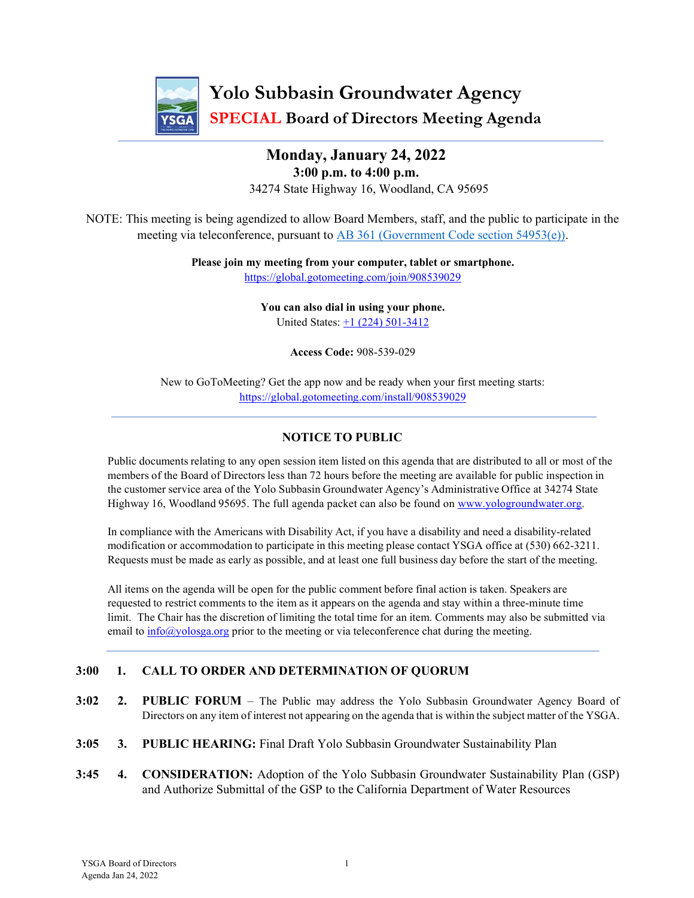# Yolo Subbasin Groundwater Agency

## SPECIAL Board of Directors Meeting Agenda

**Monday, January 24, 2022**
**3:00 p.m. to 4:00 p.m.**
34274 State Highway 16, Woodland, CA 95695

NOTE: This meeting is being agendized to allow Board Members, staff, and the public to participate in the meeting via teleconference, pursuant to AB 361 (Government Code section 54953(e)).

**Please join my meeting from your computer, tablet or smartphone.**
https://global.gotomeeting.com/join/908539029

**You can also dial in using your phone.**
United States: +1 (224) 501-3412

**Access Code:** 908-539-029

New to GoToMeeting? Get the app now and be ready when your first meeting starts:
https://global.gotomeeting.com/install/908539029

---

### NOTICE TO PUBLIC

Public documents relating to any open session item listed on this agenda that are distributed to all or most of the members of the Board of Directors less than 72 hours before the meeting are available for public inspection in the customer service area of the Yolo Subbasin Groundwater Agency's Administrative Office at 34274 State Highway 16, Woodland 95695. The full agenda packet can also be found on www.yologroundwater.org.

In compliance with the Americans with Disability Act, if you have a disability and need a disability-related modification or accommodation to participate in this meeting please contact YSGA office at (530) 662-3211. Requests must be made as early as possible, and at least one full business day before the start of the meeting.

All items on the agenda will be open for the public comment before final action is taken. Speakers are requested to restrict comments to the item as it appears on the agenda and stay within a three-minute time limit. The Chair has the discretion of limiting the total time for an item. Comments may also be submitted via email to info@yolosga.org prior to the meeting or via teleconference chat during the meeting.

---

**3:00 1. CALL TO ORDER AND DETERMINATION OF QUORUM**

**3:02 2. PUBLIC FORUM** – The Public may address the Yolo Subbasin Groundwater Agency Board of Directors on any item of interest not appearing on the agenda that is within the subject matter of the YSGA.

**3:05 3. PUBLIC HEARING:** Final Draft Yolo Subbasin Groundwater Sustainability Plan

**3:45 4. CONSIDERATION:** Adoption of the Yolo Subbasin Groundwater Sustainability Plan (GSP) and Authorize Submittal of the GSP to the California Department of Water Resources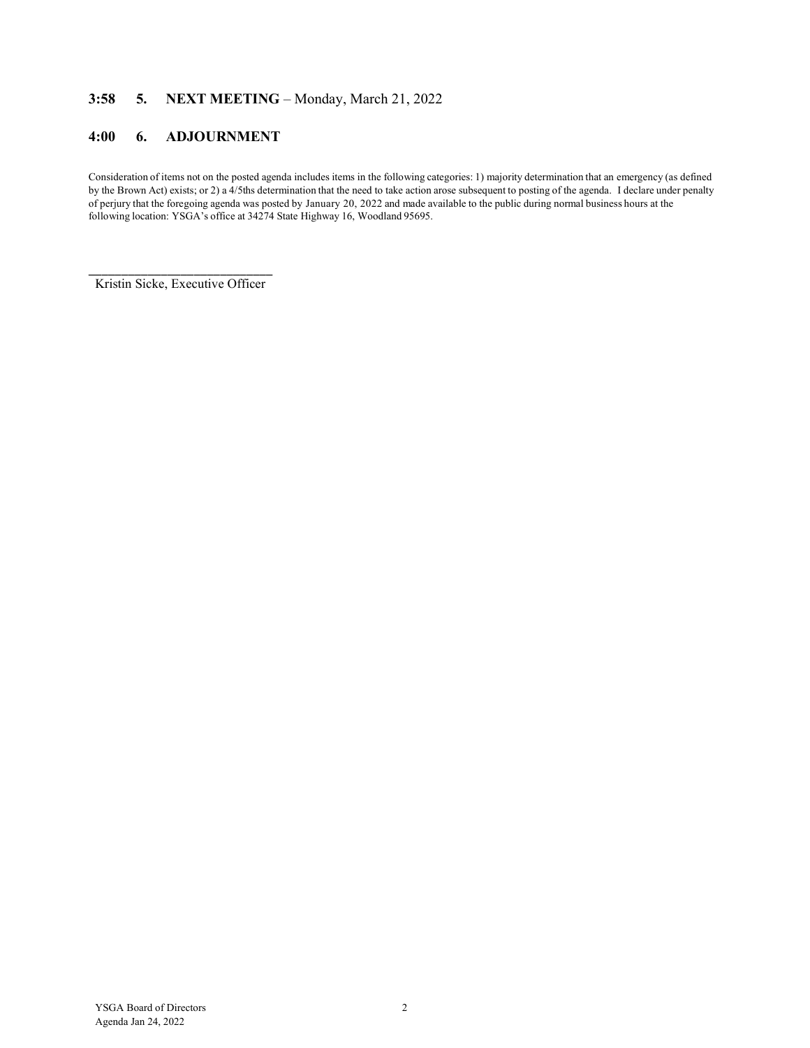**3:58 5. NEXT MEETING** – Monday, March 21, 2022

**4:00 6. ADJOURNMENT**

Consideration of items not on the posted agenda includes items in the following categories: 1) majority determination that an emergency (as defined by the Brown Act) exists; or 2) a 4/5ths determination that the need to take action arose subsequent to posting of the agenda. I declare under penalty of perjury that the foregoing agenda was posted by January 20, 2022 and made available to the public during normal business hours at the following location: YSGA's office at 34274 State Highway 16, Woodland 95695.

\_\_\_\_\_\_\_\_\_\_\_\_\_\_\_\_\_\_\_\_\_\_\_\_\_\_\_

Kristin Sicke, Executive Officer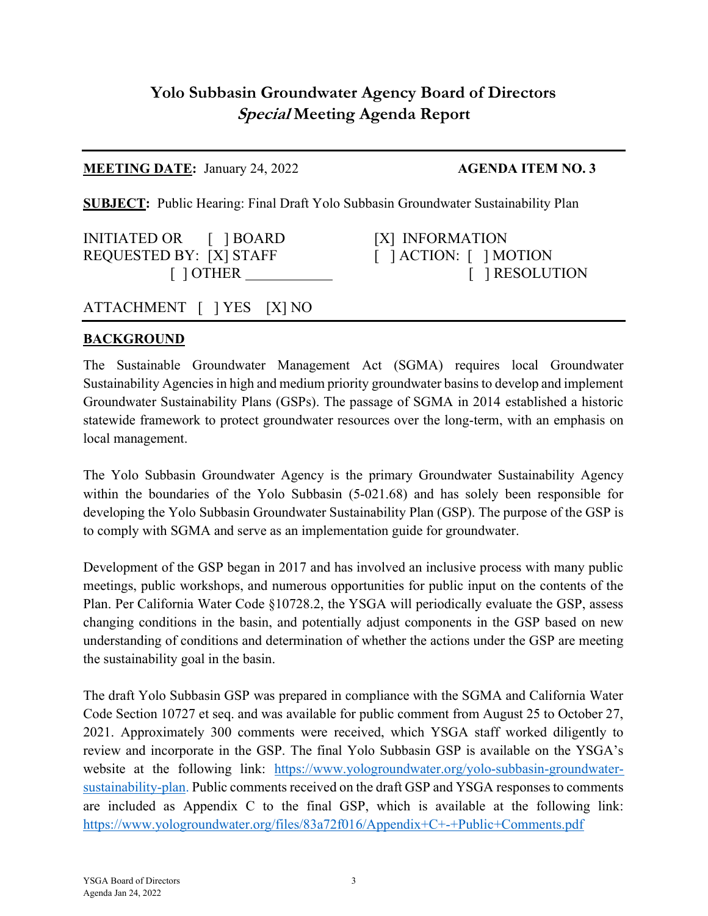# Yolo Subbasin Groundwater Agency Board of Directors
## *Special* Meeting Agenda Report

**MEETING DATE:** January 24, 2022 **AGENDA ITEM NO. 3**

**SUBJECT:** Public Hearing: Final Draft Yolo Subbasin Groundwater Sustainability Plan

INITIATED OR REQUESTED BY: [ ] BOARD [X] STAFF [ ] OTHER ____________

[X] INFORMATION
[ ] ACTION: [ ] MOTION [ ] RESOLUTION

ATTACHMENT [ ] YES [X] NO

**BACKGROUND**

The Sustainable Groundwater Management Act (SGMA) requires local Groundwater Sustainability Agencies in high and medium priority groundwater basins to develop and implement Groundwater Sustainability Plans (GSPs). The passage of SGMA in 2014 established a historic statewide framework to protect groundwater resources over the long-term, with an emphasis on local management.

The Yolo Subbasin Groundwater Agency is the primary Groundwater Sustainability Agency within the boundaries of the Yolo Subbasin (5-021.68) and has solely been responsible for developing the Yolo Subbasin Groundwater Sustainability Plan (GSP). The purpose of the GSP is to comply with SGMA and serve as an implementation guide for groundwater.

Development of the GSP began in 2017 and has involved an inclusive process with many public meetings, public workshops, and numerous opportunities for public input on the contents of the Plan. Per California Water Code §10728.2, the YSGA will periodically evaluate the GSP, assess changing conditions in the basin, and potentially adjust components in the GSP based on new understanding of conditions and determination of whether the actions under the GSP are meeting the sustainability goal in the basin.

The draft Yolo Subbasin GSP was prepared in compliance with the SGMA and California Water Code Section 10727 et seq. and was available for public comment from August 25 to October 27, 2021. Approximately 300 comments were received, which YSGA staff worked diligently to review and incorporate in the GSP. The final Yolo Subbasin GSP is available on the YSGA's website at the following link: https://www.yologroundwater.org/yolo-subbasin-groundwater-sustainability-plan. Public comments received on the draft GSP and YSGA responses to comments are included as Appendix C to the final GSP, which is available at the following link: https://www.yologroundwater.org/files/83a72f016/Appendix+C+-+Public+Comments.pdf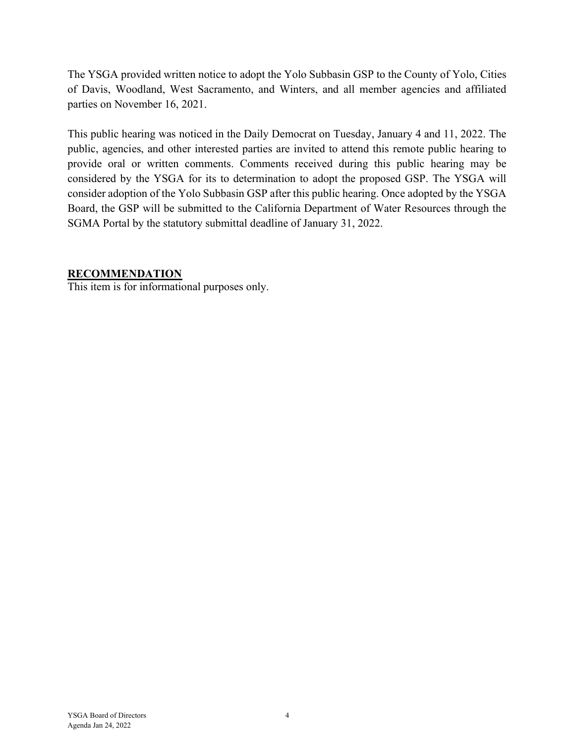The YSGA provided written notice to adopt the Yolo Subbasin GSP to the County of Yolo, Cities of Davis, Woodland, West Sacramento, and Winters, and all member agencies and affiliated parties on November 16, 2021.

This public hearing was noticed in the Daily Democrat on Tuesday, January 4 and 11, 2022. The public, agencies, and other interested parties are invited to attend this remote public hearing to provide oral or written comments. Comments received during this public hearing may be considered by the YSGA for its to determination to adopt the proposed GSP. The YSGA will consider adoption of the Yolo Subbasin GSP after this public hearing. Once adopted by the YSGA Board, the GSP will be submitted to the California Department of Water Resources through the SGMA Portal by the statutory submittal deadline of January 31, 2022.

## RECOMMENDATION

This item is for informational purposes only.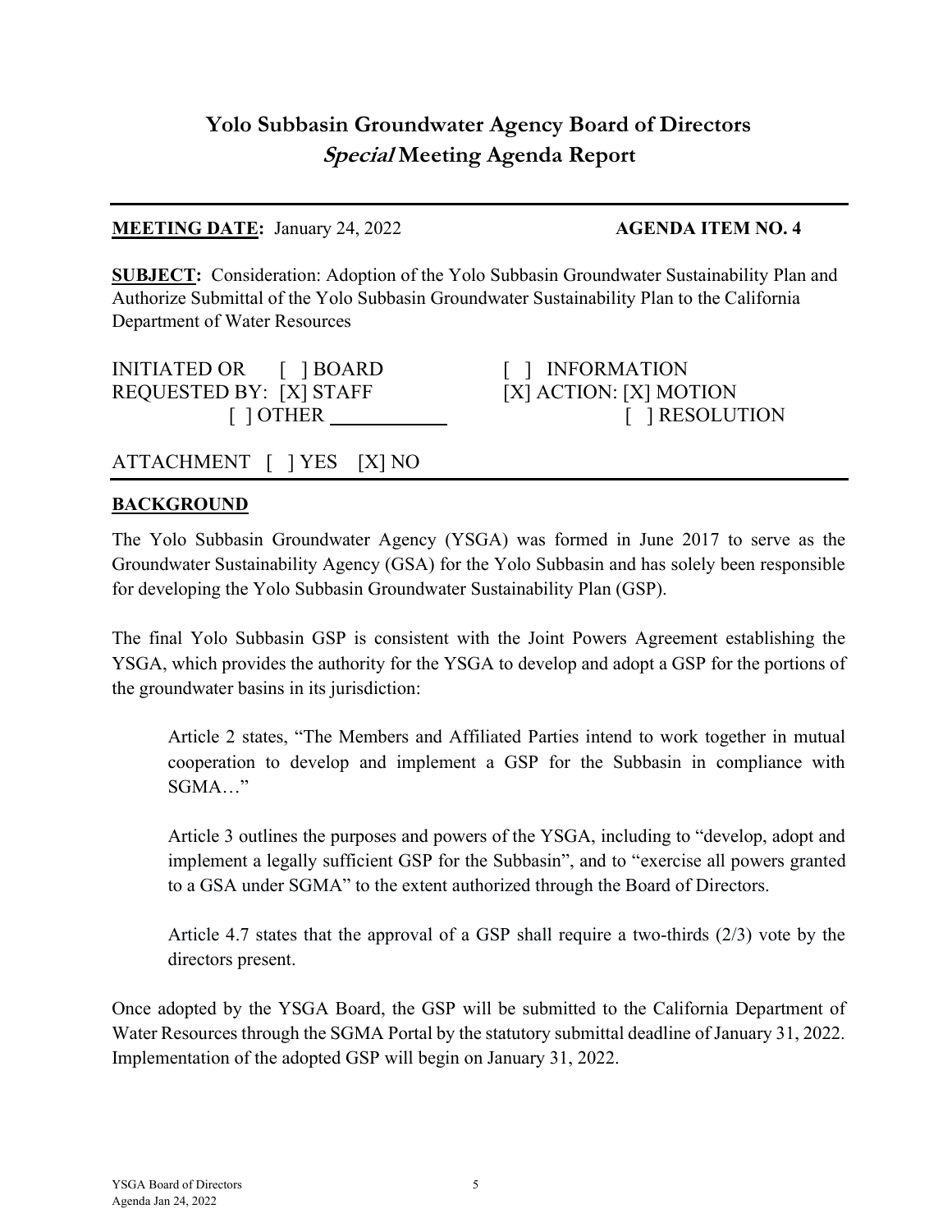# Yolo Subbasin Groundwater Agency Board of Directors
## *Special* Meeting Agenda Report

**MEETING DATE:** January 24, 2022 **AGENDA ITEM NO. 4**

**SUBJECT:** Consideration: Adoption of the Yolo Subbasin Groundwater Sustainability Plan and Authorize Submittal of the Yolo Subbasin Groundwater Sustainability Plan to the California Department of Water Resources

INITIATED OR REQUESTED BY: [ ] BOARD [X] STAFF [ ] OTHER ____________

[ ] INFORMATION
[X] ACTION: [X] MOTION [ ] RESOLUTION

ATTACHMENT [ ] YES [X] NO

**BACKGROUND**

The Yolo Subbasin Groundwater Agency (YSGA) was formed in June 2017 to serve as the Groundwater Sustainability Agency (GSA) for the Yolo Subbasin and has solely been responsible for developing the Yolo Subbasin Groundwater Sustainability Plan (GSP).

The final Yolo Subbasin GSP is consistent with the Joint Powers Agreement establishing the YSGA, which provides the authority for the YSGA to develop and adopt a GSP for the portions of the groundwater basins in its jurisdiction:

> Article 2 states, "The Members and Affiliated Parties intend to work together in mutual cooperation to develop and implement a GSP for the Subbasin in compliance with SGMA…"
>
> Article 3 outlines the purposes and powers of the YSGA, including to "develop, adopt and implement a legally sufficient GSP for the Subbasin", and to "exercise all powers granted to a GSA under SGMA" to the extent authorized through the Board of Directors.
>
> Article 4.7 states that the approval of a GSP shall require a two-thirds (2/3) vote by the directors present.

Once adopted by the YSGA Board, the GSP will be submitted to the California Department of Water Resources through the SGMA Portal by the statutory submittal deadline of January 31, 2022. Implementation of the adopted GSP will begin on January 31, 2022.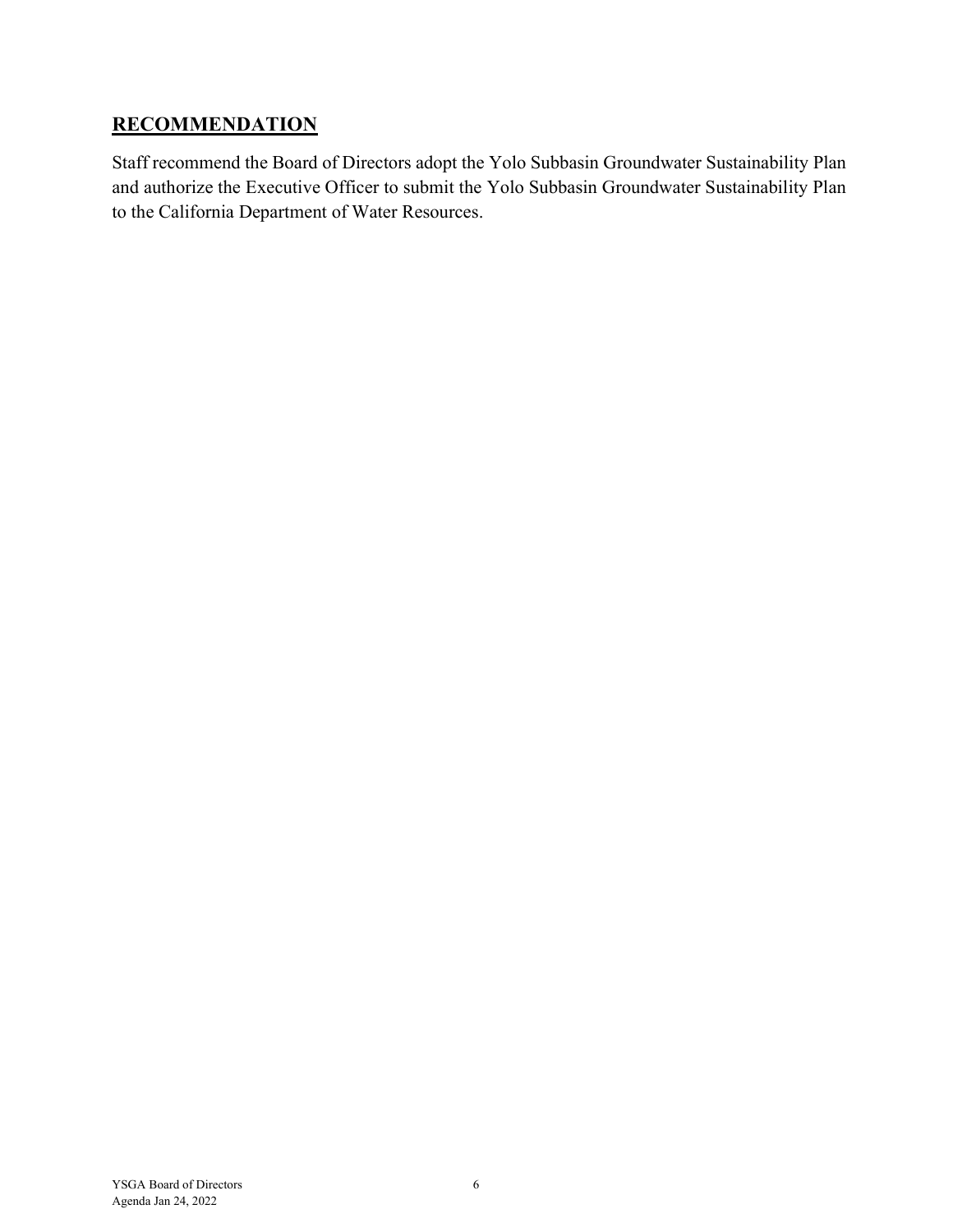## RECOMMENDATION

Staff recommend the Board of Directors adopt the Yolo Subbasin Groundwater Sustainability Plan and authorize the Executive Officer to submit the Yolo Subbasin Groundwater Sustainability Plan to the California Department of Water Resources.